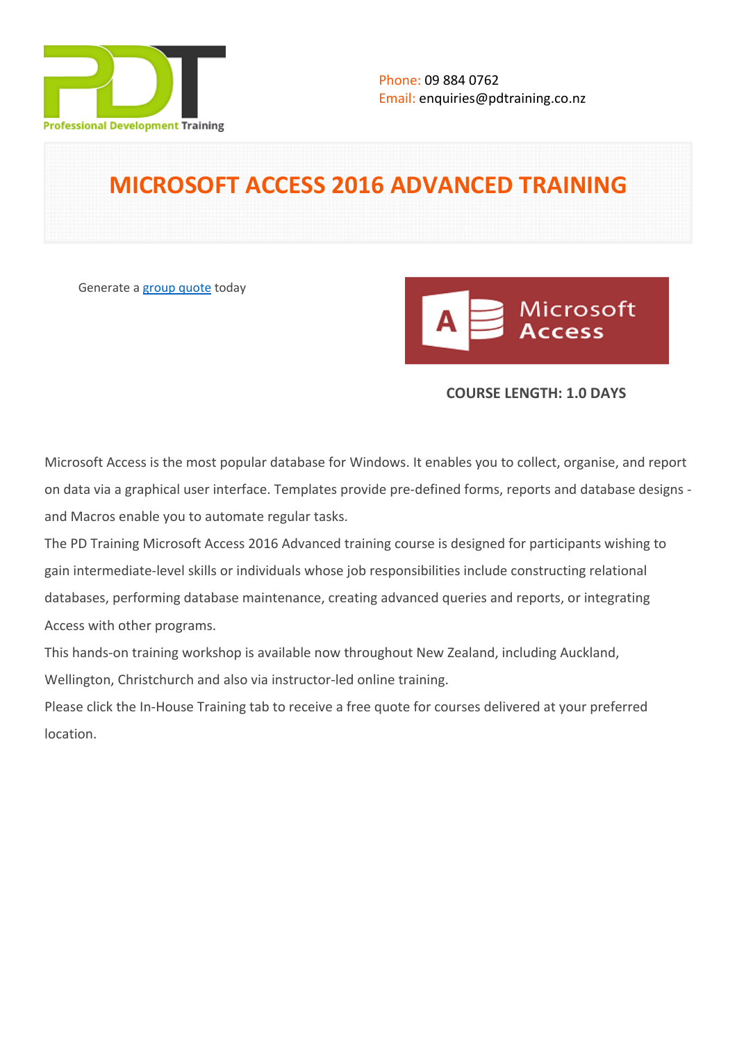Phone: 09 884 0762
Email: enquiries@pdtraining.co.nz

# MICROSOFT ACCESS 2016 ADVANCED TRAINING

Generate a group quote today

**COURSE LENGTH: 1.0 DAYS**

Microsoft Access is the most popular database for Windows. It enables you to collect, organise, and report on data via a graphical user interface. Templates provide pre-defined forms, reports and database designs - and Macros enable you to automate regular tasks.

The PD Training Microsoft Access 2016 Advanced training course is designed for participants wishing to gain intermediate-level skills or individuals whose job responsibilities include constructing relational databases, performing database maintenance, creating advanced queries and reports, or integrating Access with other programs.

This hands-on training workshop is available now throughout New Zealand, including Auckland, Wellington, Christchurch and also via instructor-led online training.

Please click the In-House Training tab to receive a free quote for courses delivered at your preferred location.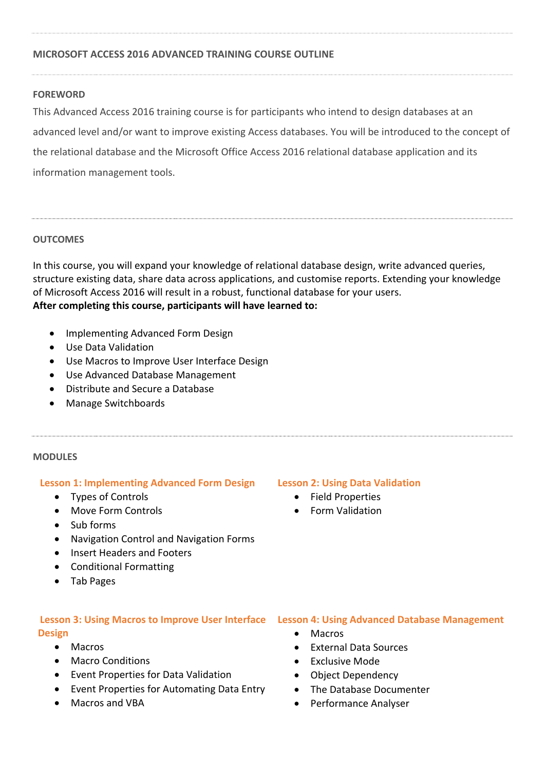## MICROSOFT ACCESS 2016 ADVANCED TRAINING COURSE OUTLINE

### FOREWORD

This Advanced Access 2016 training course is for participants who intend to design databases at an advanced level and/or want to improve existing Access databases. You will be introduced to the concept of the relational database and the Microsoft Office Access 2016 relational database application and its information management tools.

### OUTCOMES

In this course, you will expand your knowledge of relational database design, write advanced queries, structure existing data, share data across applications, and customise reports. Extending your knowledge of Microsoft Access 2016 will result in a robust, functional database for your users.

**After completing this course, participants will have learned to:**

- Implementing Advanced Form Design
- Use Data Validation
- Use Macros to Improve User Interface Design
- Use Advanced Database Management
- Distribute and Secure a Database
- Manage Switchboards

### MODULES

#### Lesson 1: Implementing Advanced Form Design

- Types of Controls
- Move Form Controls
- Sub forms
- Navigation Control and Navigation Forms
- Insert Headers and Footers
- Conditional Formatting
- Tab Pages

#### Lesson 2: Using Data Validation

- Field Properties
- Form Validation

#### Lesson 3: Using Macros to Improve User Interface Design

- Macros
- Macro Conditions
- Event Properties for Data Validation
- Event Properties for Automating Data Entry
- Macros and VBA

#### Lesson 4: Using Advanced Database Management

- Macros
- External Data Sources
- Exclusive Mode
- Object Dependency
- The Database Documenter
- Performance Analyser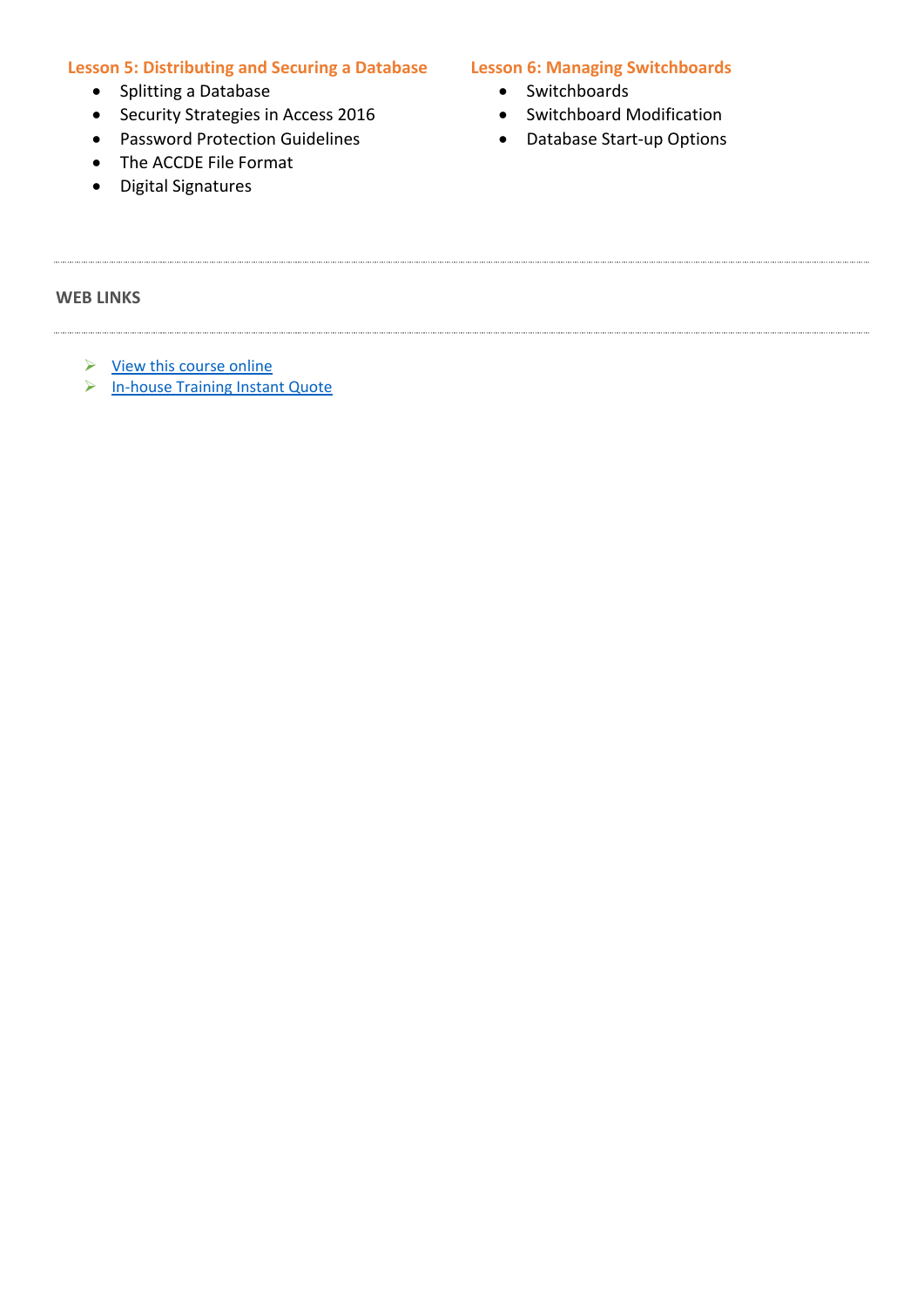### Lesson 5: Distributing and Securing a Database

- Splitting a Database
- Security Strategies in Access 2016
- Password Protection Guidelines
- The ACCDE File Format
- Digital Signatures

### Lesson 6: Managing Switchboards

- Switchboards
- Switchboard Modification
- Database Start-up Options

## WEB LINKS

- View this course online
- In-house Training Instant Quote